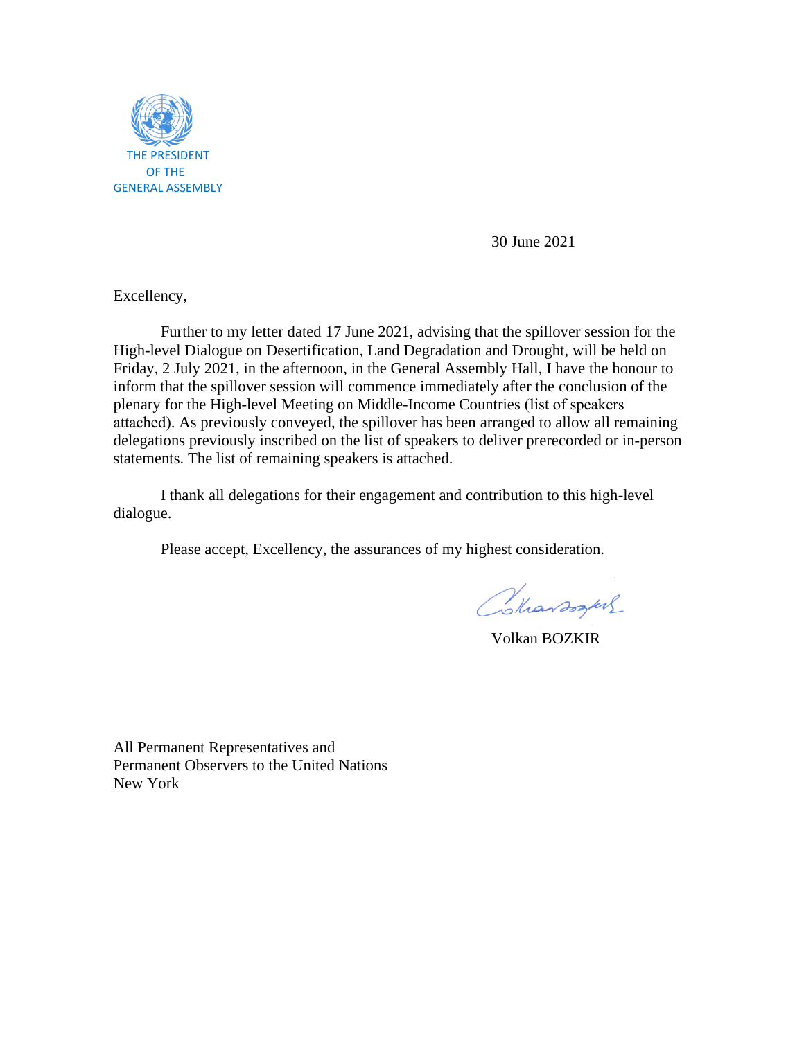THE PRESIDENT
OF THE
GENERAL ASSEMBLY

30 June 2021

Excellency,

Further to my letter dated 17 June 2021, advising that the spillover session for the High-level Dialogue on Desertification, Land Degradation and Drought, will be held on Friday, 2 July 2021, in the afternoon, in the General Assembly Hall, I have the honour to inform that the spillover session will commence immediately after the conclusion of the plenary for the High-level Meeting on Middle-Income Countries (list of speakers attached). As previously conveyed, the spillover has been arranged to allow all remaining delegations previously inscribed on the list of speakers to deliver prerecorded or in-person statements. The list of remaining speakers is attached.

I thank all delegations for their engagement and contribution to this high-level dialogue.

Please accept, Excellency, the assurances of my highest consideration.

Volkan BOZKIR

All Permanent Representatives and
Permanent Observers to the United Nations
New York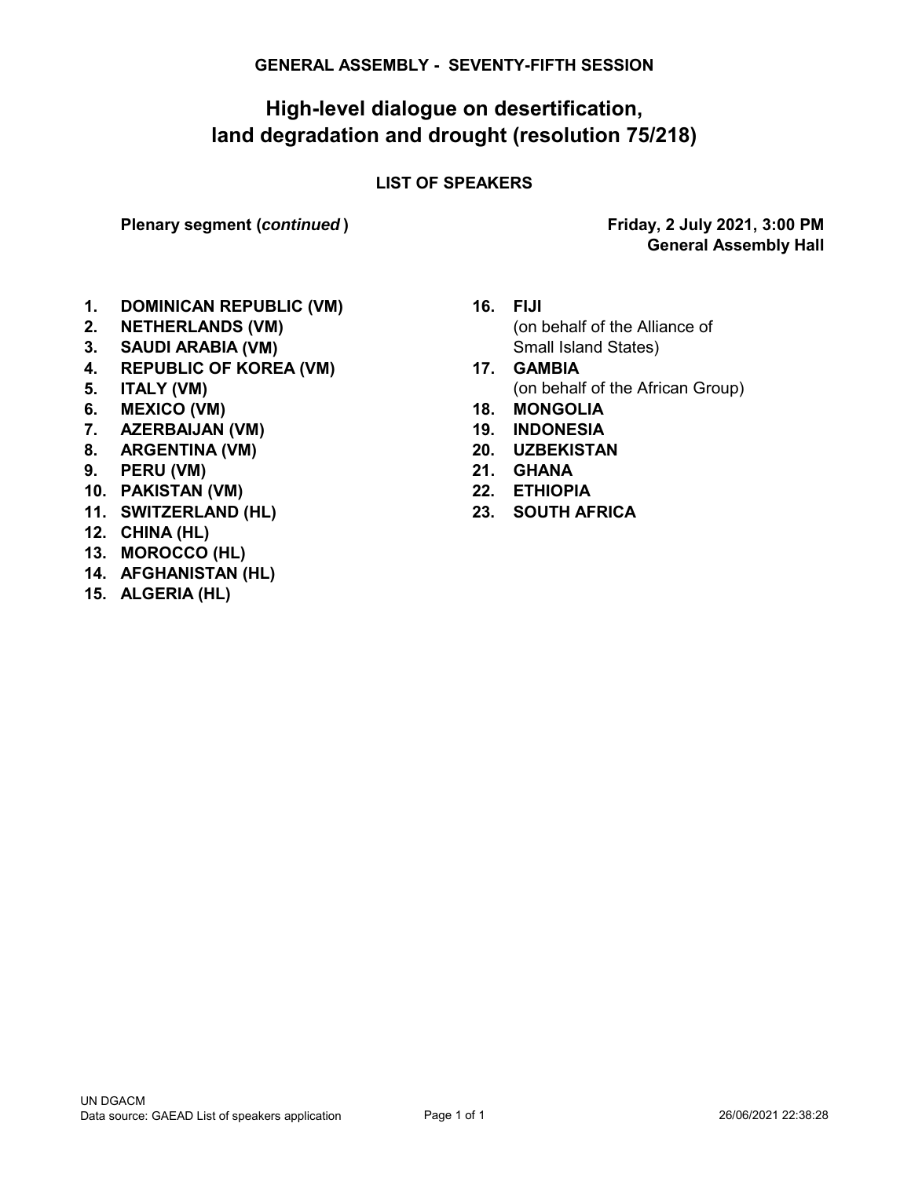**GENERAL ASSEMBLY - SEVENTY-FIFTH SESSION**

# High-level dialogue on desertification, land degradation and drought (resolution 75/218)

## LIST OF SPEAKERS

**Plenary segment (*continued*)**

**Friday, 2 July 2021, 3:00 PM**
**General Assembly Hall**

1. **DOMINICAN REPUBLIC (VM)**
2. **NETHERLANDS (VM)**
3. **SAUDI ARABIA (VM)**
4. **REPUBLIC OF KOREA (VM)**
5. **ITALY (VM)**
6. **MEXICO (VM)**
7. **AZERBAIJAN (VM)**
8. **ARGENTINA (VM)**
9. **PERU (VM)**
10. **PAKISTAN (VM)**
11. **SWITZERLAND (HL)**
12. **CHINA (HL)**
13. **MOROCCO (HL)**
14. **AFGHANISTAN (HL)**
15. **ALGERIA (HL)**
16. **FIJI**
    (on behalf of the Alliance of Small Island States)
17. **GAMBIA**
    (on behalf of the African Group)
18. **MONGOLIA**
19. **INDONESIA**
20. **UZBEKISTAN**
21. **GHANA**
22. **ETHIOPIA**
23. **SOUTH AFRICA**

UN DGACM
Data source: GAEAD List of speakers application

26/06/2021 22:38:28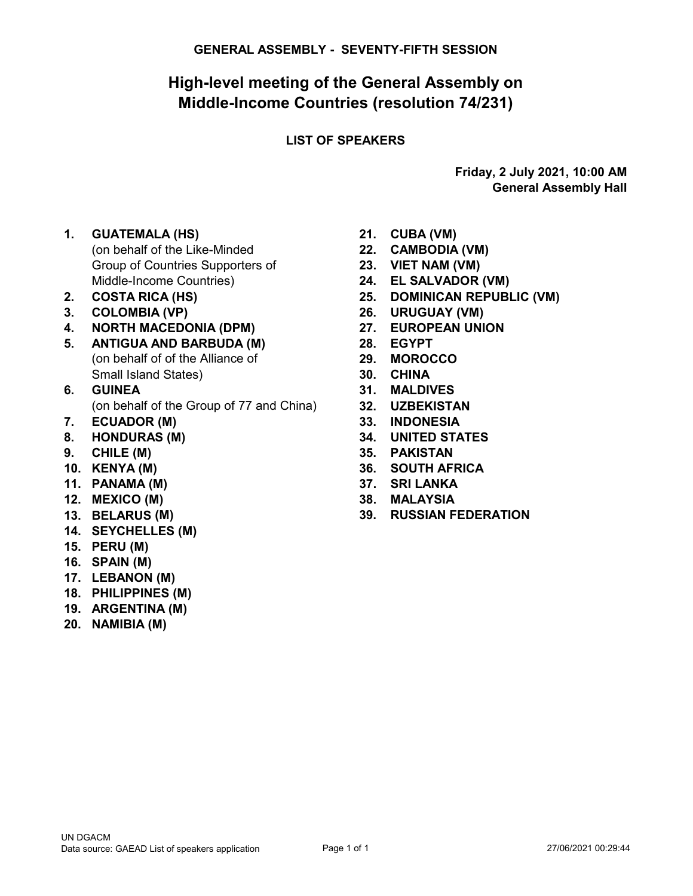**GENERAL ASSEMBLY - SEVENTY-FIFTH SESSION**

# High-level meeting of the General Assembly on Middle-Income Countries (resolution 74/231)

## LIST OF SPEAKERS

**Friday, 2 July 2021, 10:00 AM**
**General Assembly Hall**

1. **GUATEMALA (HS)**
   (on behalf of the Like-Minded Group of Countries Supporters of Middle-Income Countries)
2. **COSTA RICA (HS)**
3. **COLOMBIA (VP)**
4. **NORTH MACEDONIA (DPM)**
5. **ANTIGUA AND BARBUDA (M)**
   (on behalf of of the Alliance of Small Island States)
6. **GUINEA**
   (on behalf of the Group of 77 and China)
7. **ECUADOR (M)**
8. **HONDURAS (M)**
9. **CHILE (M)**
10. **KENYA (M)**
11. **PANAMA (M)**
12. **MEXICO (M)**
13. **BELARUS (M)**
14. **SEYCHELLES (M)**
15. **PERU (M)**
16. **SPAIN (M)**
17. **LEBANON (M)**
18. **PHILIPPINES (M)**
19. **ARGENTINA (M)**
20. **NAMIBIA (M)**
21. **CUBA (VM)**
22. **CAMBODIA (VM)**
23. **VIET NAM (VM)**
24. **EL SALVADOR (VM)**
25. **DOMINICAN REPUBLIC (VM)**
26. **URUGUAY (VM)**
27. **EUROPEAN UNION**
28. **EGYPT**
29. **MOROCCO**
30. **CHINA**
31. **MALDIVES**
32. **UZBEKISTAN**
33. **INDONESIA**
34. **UNITED STATES**
35. **PAKISTAN**
36. **SOUTH AFRICA**
37. **SRI LANKA**
38. **MALAYSIA**
39. **RUSSIAN FEDERATION**

UN DGACM
Data source: GAEAD List of speakers application
27/06/2021 00:29:44